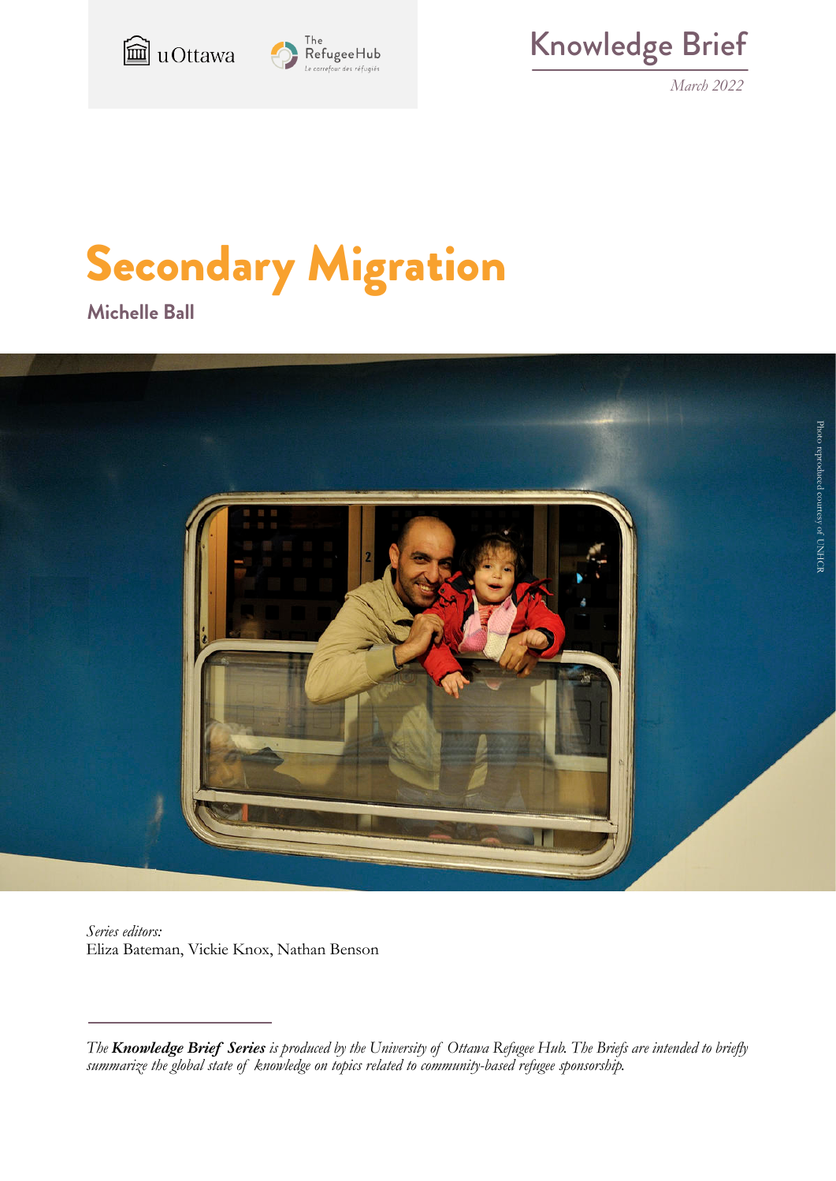Knowledge Brief

*March 2022*

# Secondary Migration

**Michelle Ball**

Photo reproduced courtesy of UNHCR

*Series editors:*
Eliza Bateman, Vickie Knox, Nathan Benson

*The* ***Knowledge Brief Series*** *is produced by the University of Ottawa Refugee Hub. The Briefs are intended to briefly summarize the global state of knowledge on topics related to community-based refugee sponsorship.*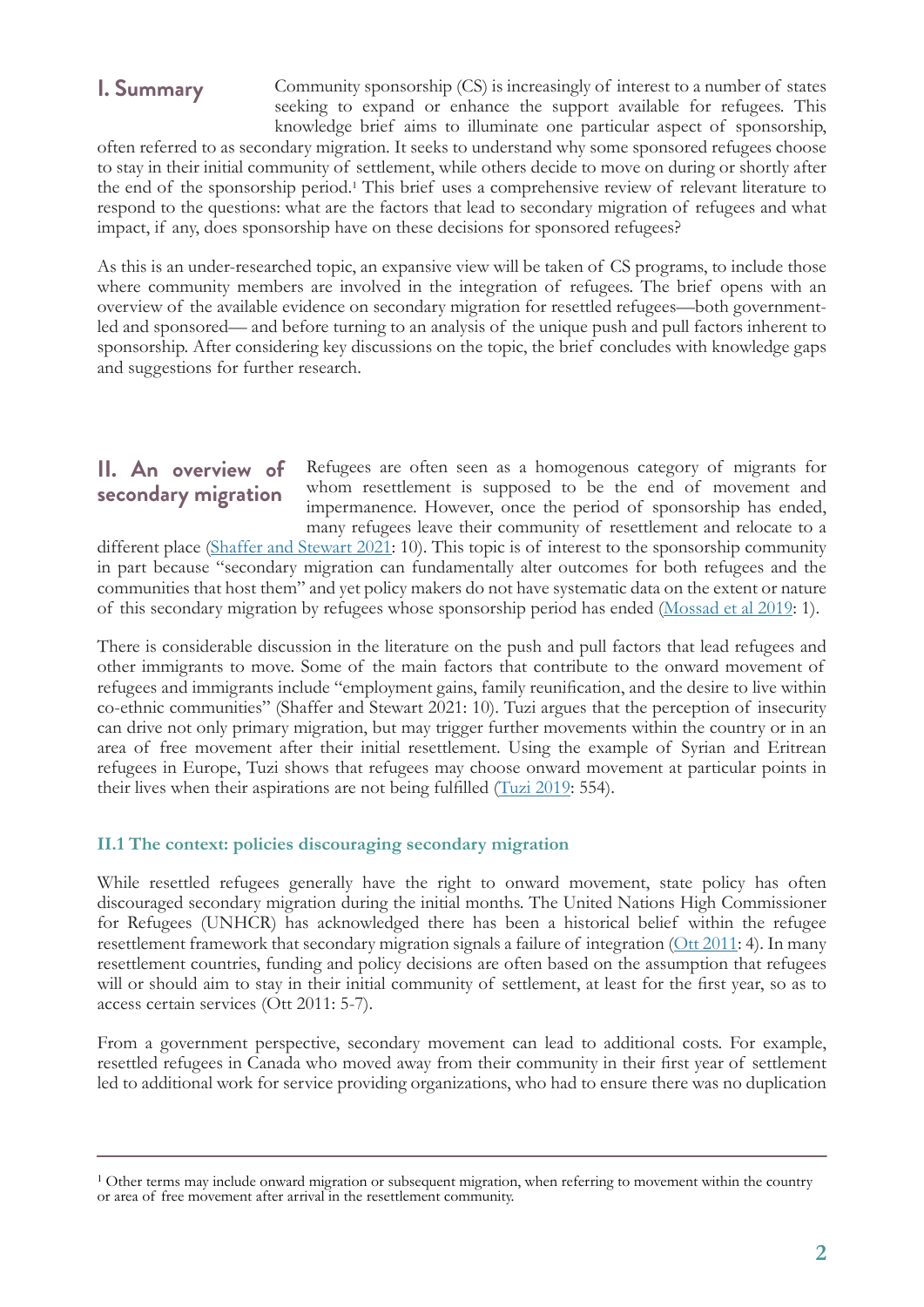## I. Summary

Community sponsorship (CS) is increasingly of interest to a number of states seeking to expand or enhance the support available for refugees. This knowledge brief aims to illuminate one particular aspect of sponsorship, often referred to as secondary migration. It seeks to understand why some sponsored refugees choose to stay in their initial community of settlement, while others decide to move on during or shortly after the end of the sponsorship period.[1] This brief uses a comprehensive review of relevant literature to respond to the questions: what are the factors that lead to secondary migration of refugees and what impact, if any, does sponsorship have on these decisions for sponsored refugees?

As this is an under-researched topic, an expansive view will be taken of CS programs, to include those where community members are involved in the integration of refugees. The brief opens with an overview of the available evidence on secondary migration for resettled refugees—both government-led and sponsored— and before turning to an analysis of the unique push and pull factors inherent to sponsorship. After considering key discussions on the topic, the brief concludes with knowledge gaps and suggestions for further research.

## II. An overview of secondary migration

Refugees are often seen as a homogenous category of migrants for whom resettlement is supposed to be the end of movement and impermanence. However, once the period of sponsorship has ended, many refugees leave their community of resettlement and relocate to a different place (Shaffer and Stewart 2021: 10). This topic is of interest to the sponsorship community in part because "secondary migration can fundamentally alter outcomes for both refugees and the communities that host them" and yet policy makers do not have systematic data on the extent or nature of this secondary migration by refugees whose sponsorship period has ended (Mossad et al 2019: 1).

There is considerable discussion in the literature on the push and pull factors that lead refugees and other immigrants to move. Some of the main factors that contribute to the onward movement of refugees and immigrants include "employment gains, family reunification, and the desire to live within co-ethnic communities" (Shaffer and Stewart 2021: 10). Tuzi argues that the perception of insecurity can drive not only primary migration, but may trigger further movements within the country or in an area of free movement after their initial resettlement. Using the example of Syrian and Eritrean refugees in Europe, Tuzi shows that refugees may choose onward movement at particular points in their lives when their aspirations are not being fulfilled (Tuzi 2019: 554).

### II.1 The context: policies discouraging secondary migration

While resettled refugees generally have the right to onward movement, state policy has often discouraged secondary migration during the initial months. The United Nations High Commissioner for Refugees (UNHCR) has acknowledged there has been a historical belief within the refugee resettlement framework that secondary migration signals a failure of integration (Ott 2011: 4). In many resettlement countries, funding and policy decisions are often based on the assumption that refugees will or should aim to stay in their initial community of settlement, at least for the first year, so as to access certain services (Ott 2011: 5-7).

From a government perspective, secondary movement can lead to additional costs. For example, resettled refugees in Canada who moved away from their community in their first year of settlement led to additional work for service providing organizations, who had to ensure there was no duplication

---

[1] Other terms may include onward migration or subsequent migration, when referring to movement within the country or area of free movement after arrival in the resettlement community.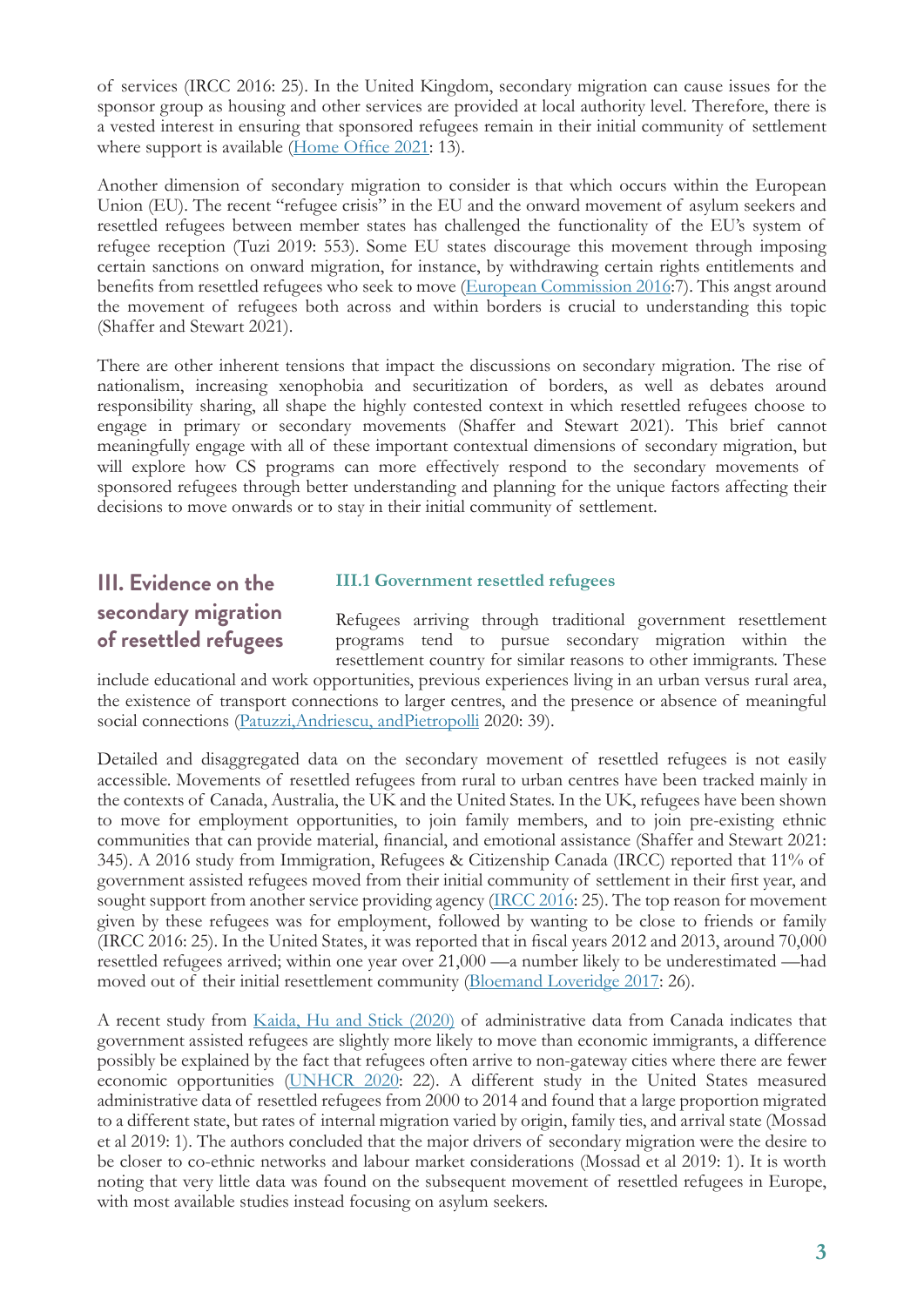of services (IRCC 2016: 25). In the United Kingdom, secondary migration can cause issues for the sponsor group as housing and other services are provided at local authority level. Therefore, there is a vested interest in ensuring that sponsored refugees remain in their initial community of settlement where support is available (Home Office 2021: 13).

Another dimension of secondary migration to consider is that which occurs within the European Union (EU). The recent "refugee crisis" in the EU and the onward movement of asylum seekers and resettled refugees between member states has challenged the functionality of the EU's system of refugee reception (Tuzi 2019: 553). Some EU states discourage this movement through imposing certain sanctions on onward migration, for instance, by withdrawing certain rights entitlements and benefits from resettled refugees who seek to move (European Commission 2016:7). This angst around the movement of refugees both across and within borders is crucial to understanding this topic (Shaffer and Stewart 2021).

There are other inherent tensions that impact the discussions on secondary migration. The rise of nationalism, increasing xenophobia and securitization of borders, as well as debates around responsibility sharing, all shape the highly contested context in which resettled refugees choose to engage in primary or secondary movements (Shaffer and Stewart 2021). This brief cannot meaningfully engage with all of these important contextual dimensions of secondary migration, but will explore how CS programs can more effectively respond to the secondary movements of sponsored refugees through better understanding and planning for the unique factors affecting their decisions to move onwards or to stay in their initial community of settlement.

## III. Evidence on the secondary migration of resettled refugees

### III.1 Government resettled refugees

Refugees arriving through traditional government resettlement programs tend to pursue secondary migration within the resettlement country for similar reasons to other immigrants. These include educational and work opportunities, previous experiences living in an urban versus rural area, the existence of transport connections to larger centres, and the presence or absence of meaningful social connections (Patuzzi,Andriescu, andPietropolli 2020: 39).

Detailed and disaggregated data on the secondary movement of resettled refugees is not easily accessible. Movements of resettled refugees from rural to urban centres have been tracked mainly in the contexts of Canada, Australia, the UK and the United States. In the UK, refugees have been shown to move for employment opportunities, to join family members, and to join pre-existing ethnic communities that can provide material, financial, and emotional assistance (Shaffer and Stewart 2021: 345). A 2016 study from Immigration, Refugees & Citizenship Canada (IRCC) reported that 11% of government assisted refugees moved from their initial community of settlement in their first year, and sought support from another service providing agency (IRCC 2016: 25). The top reason for movement given by these refugees was for employment, followed by wanting to be close to friends or family (IRCC 2016: 25). In the United States, it was reported that in fiscal years 2012 and 2013, around 70,000 resettled refugees arrived; within one year over 21,000 —a number likely to be underestimated —had moved out of their initial resettlement community (Bloemand Loveridge 2017: 26).

A recent study from Kaida, Hu and Stick (2020) of administrative data from Canada indicates that government assisted refugees are slightly more likely to move than economic immigrants, a difference possibly be explained by the fact that refugees often arrive to non-gateway cities where there are fewer economic opportunities (UNHCR 2020: 22). A different study in the United States measured administrative data of resettled refugees from 2000 to 2014 and found that a large proportion migrated to a different state, but rates of internal migration varied by origin, family ties, and arrival state (Mossad et al 2019: 1). The authors concluded that the major drivers of secondary migration were the desire to be closer to co-ethnic networks and labour market considerations (Mossad et al 2019: 1). It is worth noting that very little data was found on the subsequent movement of resettled refugees in Europe, with most available studies instead focusing on asylum seekers.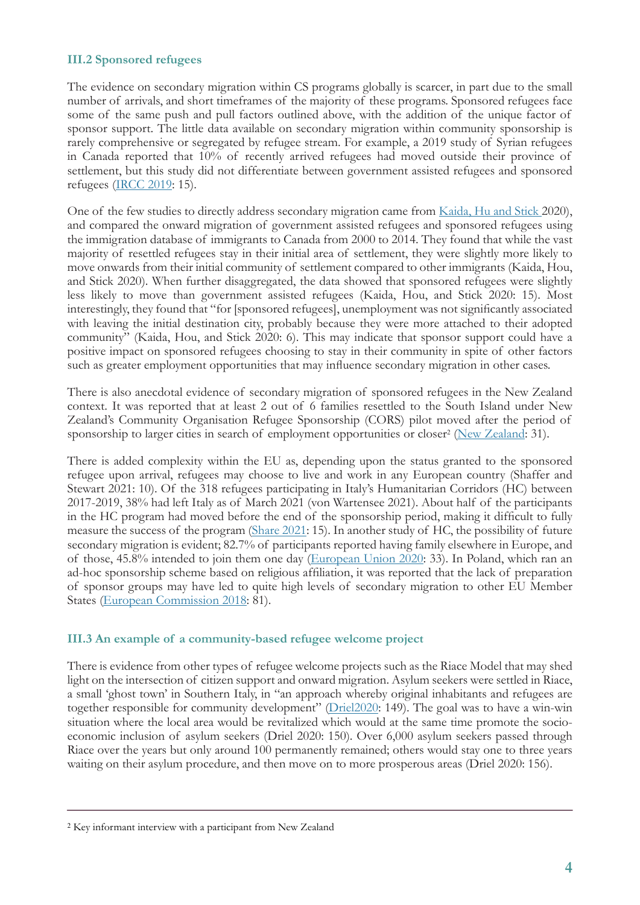### III.2 Sponsored refugees

The evidence on secondary migration within CS programs globally is scarcer, in part due to the small number of arrivals, and short timeframes of the majority of these programs. Sponsored refugees face some of the same push and pull factors outlined above, with the addition of the unique factor of sponsor support. The little data available on secondary migration within community sponsorship is rarely comprehensive or segregated by refugee stream. For example, a 2019 study of Syrian refugees in Canada reported that 10% of recently arrived refugees had moved outside their province of settlement, but this study did not differentiate between government assisted refugees and sponsored refugees (IRCC 2019: 15).

One of the few studies to directly address secondary migration came from Kaida, Hu and Stick 2020), and compared the onward migration of government assisted refugees and sponsored refugees using the immigration database of immigrants to Canada from 2000 to 2014. They found that while the vast majority of resettled refugees stay in their initial area of settlement, they were slightly more likely to move onwards from their initial community of settlement compared to other immigrants (Kaida, Hou, and Stick 2020). When further disaggregated, the data showed that sponsored refugees were slightly less likely to move than government assisted refugees (Kaida, Hou, and Stick 2020: 15). Most interestingly, they found that "for [sponsored refugees], unemployment was not significantly associated with leaving the initial destination city, probably because they were more attached to their adopted community" (Kaida, Hou, and Stick 2020: 6). This may indicate that sponsor support could have a positive impact on sponsored refugees choosing to stay in their community in spite of other factors such as greater employment opportunities that may influence secondary migration in other cases.

There is also anecdotal evidence of secondary migration of sponsored refugees in the New Zealand context. It was reported that at least 2 out of 6 families resettled to the South Island under New Zealand's Community Organisation Refugee Sponsorship (CORS) pilot moved after the period of sponsorship to larger cities in search of employment opportunities or closer[2] (New Zealand: 31).

There is added complexity within the EU as, depending upon the status granted to the sponsored refugee upon arrival, refugees may choose to live and work in any European country (Shaffer and Stewart 2021: 10). Of the 318 refugees participating in Italy's Humanitarian Corridors (HC) between 2017-2019, 38% had left Italy as of March 2021 (von Wartensee 2021). About half of the participants in the HC program had moved before the end of the sponsorship period, making it difficult to fully measure the success of the program (Share 2021: 15). In another study of HC, the possibility of future secondary migration is evident; 82.7% of participants reported having family elsewhere in Europe, and of those, 45.8% intended to join them one day (European Union 2020: 33). In Poland, which ran an ad-hoc sponsorship scheme based on religious affiliation, it was reported that the lack of preparation of sponsor groups may have led to quite high levels of secondary migration to other EU Member States (European Commission 2018: 81).

### III.3 An example of a community-based refugee welcome project

There is evidence from other types of refugee welcome projects such as the Riace Model that may shed light on the intersection of citizen support and onward migration. Asylum seekers were settled in Riace, a small 'ghost town' in Southern Italy, in "an approach whereby original inhabitants and refugees are together responsible for community development" (Driel2020: 149). The goal was to have a win-win situation where the local area would be revitalized which would at the same time promote the socio-economic inclusion of asylum seekers (Driel 2020: 150). Over 6,000 asylum seekers passed through Riace over the years but only around 100 permanently remained; others would stay one to three years waiting on their asylum procedure, and then move on to more prosperous areas (Driel 2020: 156).

---

[2] Key informant interview with a participant from New Zealand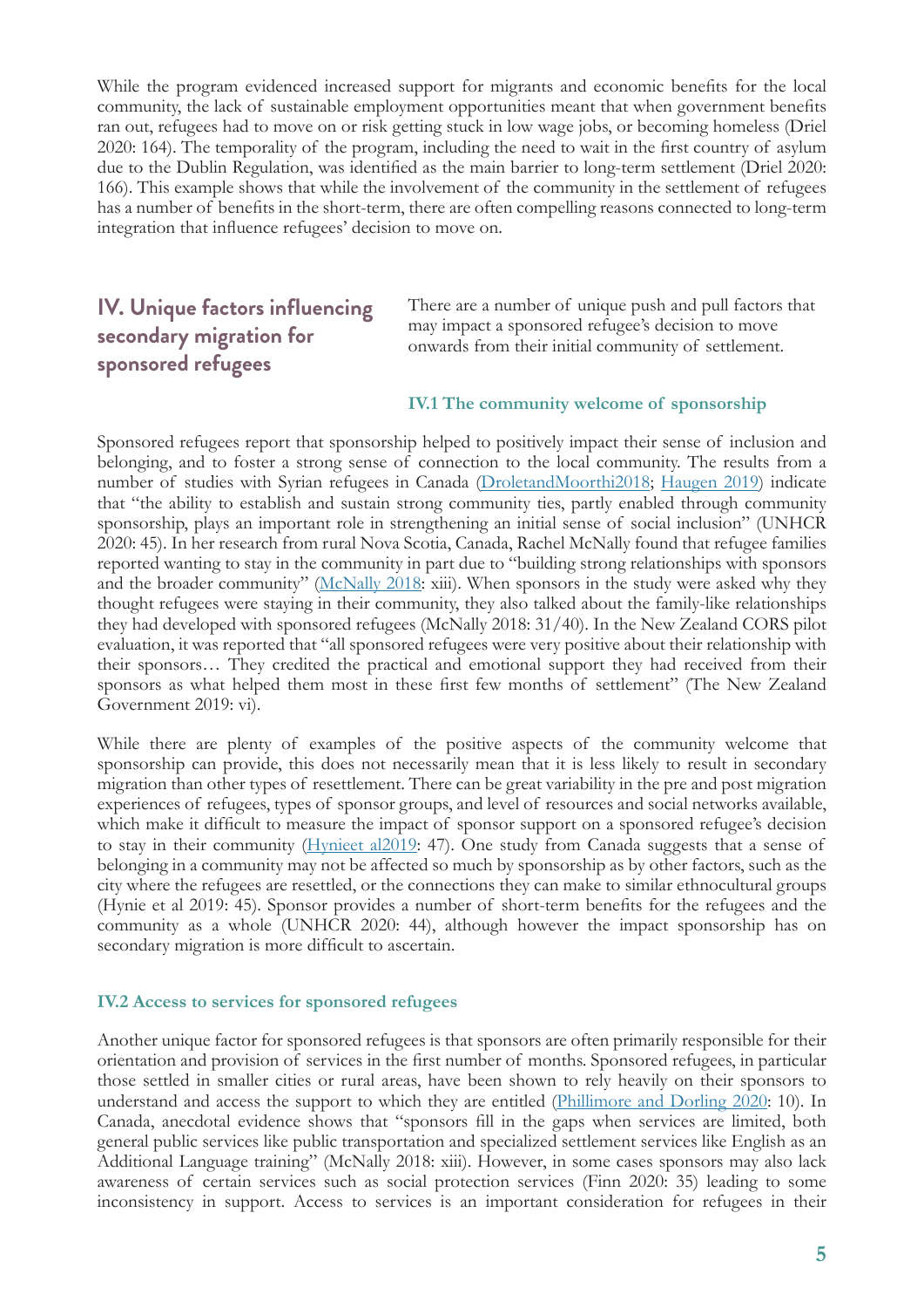While the program evidenced increased support for migrants and economic benefits for the local community, the lack of sustainable employment opportunities meant that when government benefits ran out, refugees had to move on or risk getting stuck in low wage jobs, or becoming homeless (Driel 2020: 164). The temporality of the program, including the need to wait in the first country of asylum due to the Dublin Regulation, was identified as the main barrier to long-term settlement (Driel 2020: 166). This example shows that while the involvement of the community in the settlement of refugees has a number of benefits in the short-term, there are often compelling reasons connected to long-term integration that influence refugees' decision to move on.

## IV. Unique factors influencing secondary migration for sponsored refugees

There are a number of unique push and pull factors that may impact a sponsored refugee's decision to move onwards from their initial community of settlement.

### IV.1 The community welcome of sponsorship

Sponsored refugees report that sponsorship helped to positively impact their sense of inclusion and belonging, and to foster a strong sense of connection to the local community. The results from a number of studies with Syrian refugees in Canada (DroletandMoorthi2018; Haugen 2019) indicate that "the ability to establish and sustain strong community ties, partly enabled through community sponsorship, plays an important role in strengthening an initial sense of social inclusion" (UNHCR 2020: 45). In her research from rural Nova Scotia, Canada, Rachel McNally found that refugee families reported wanting to stay in the community in part due to "building strong relationships with sponsors and the broader community" (McNally 2018: xiii). When sponsors in the study were asked why they thought refugees were staying in their community, they also talked about the family-like relationships they had developed with sponsored refugees (McNally 2018: 31/40). In the New Zealand CORS pilot evaluation, it was reported that "all sponsored refugees were very positive about their relationship with their sponsors… They credited the practical and emotional support they had received from their sponsors as what helped them most in these first few months of settlement" (The New Zealand Government 2019: vi).

While there are plenty of examples of the positive aspects of the community welcome that sponsorship can provide, this does not necessarily mean that it is less likely to result in secondary migration than other types of resettlement. There can be great variability in the pre and post migration experiences of refugees, types of sponsor groups, and level of resources and social networks available, which make it difficult to measure the impact of sponsor support on a sponsored refugee's decision to stay in their community (Hynieet al2019: 47). One study from Canada suggests that a sense of belonging in a community may not be affected so much by sponsorship as by other factors, such as the city where the refugees are resettled, or the connections they can make to similar ethnocultural groups (Hynie et al 2019: 45). Sponsor provides a number of short-term benefits for the refugees and the community as a whole (UNHCR 2020: 44), although however the impact sponsorship has on secondary migration is more difficult to ascertain.

### IV.2 Access to services for sponsored refugees

Another unique factor for sponsored refugees is that sponsors are often primarily responsible for their orientation and provision of services in the first number of months. Sponsored refugees, in particular those settled in smaller cities or rural areas, have been shown to rely heavily on their sponsors to understand and access the support to which they are entitled (Phillimore and Dorling 2020: 10). In Canada, anecdotal evidence shows that "sponsors fill in the gaps when services are limited, both general public services like public transportation and specialized settlement services like English as an Additional Language training" (McNally 2018: xiii). However, in some cases sponsors may also lack awareness of certain services such as social protection services (Finn 2020: 35) leading to some inconsistency in support. Access to services is an important consideration for refugees in their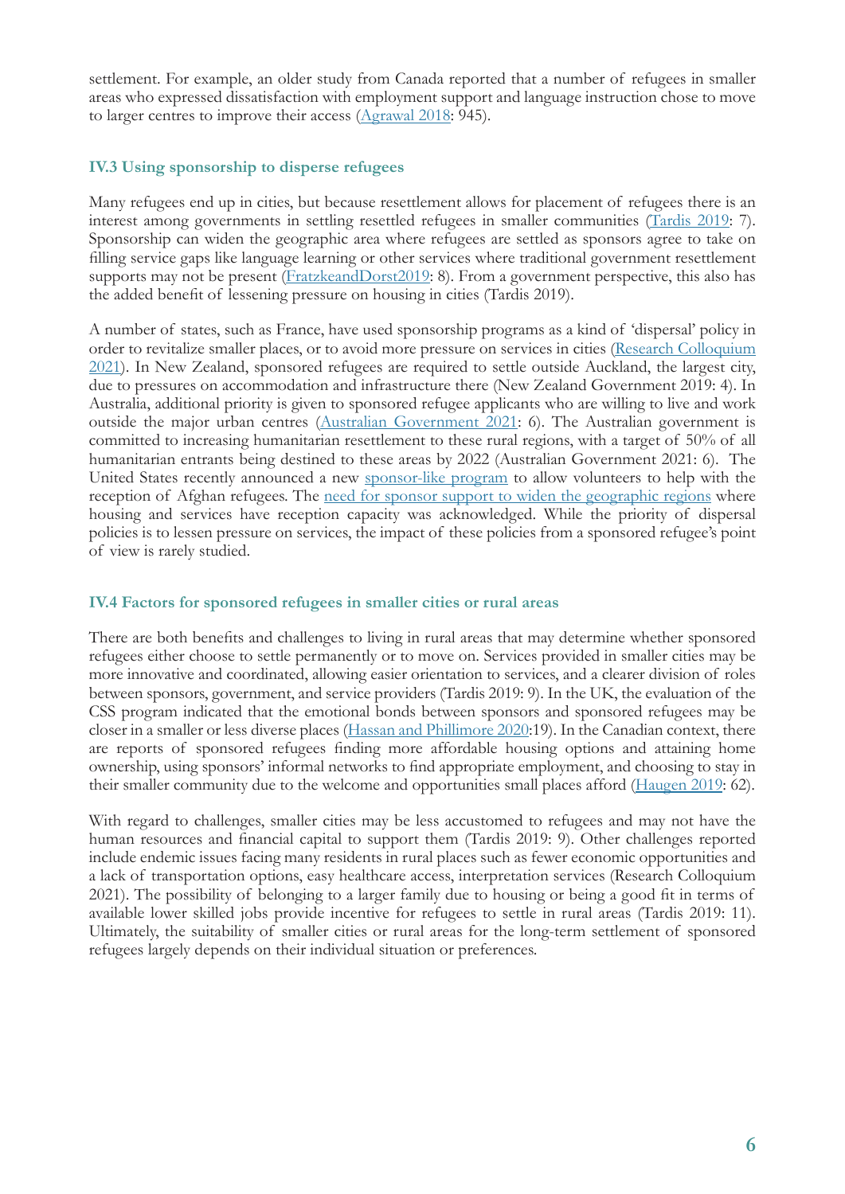settlement. For example, an older study from Canada reported that a number of refugees in smaller areas who expressed dissatisfaction with employment support and language instruction chose to move to larger centres to improve their access (Agrawal 2018: 945).

### IV.3 Using sponsorship to disperse refugees

Many refugees end up in cities, but because resettlement allows for placement of refugees there is an interest among governments in settling resettled refugees in smaller communities (Tardis 2019: 7). Sponsorship can widen the geographic area where refugees are settled as sponsors agree to take on filling service gaps like language learning or other services where traditional government resettlement supports may not be present (FratzkeandDorst2019: 8). From a government perspective, this also has the added benefit of lessening pressure on housing in cities (Tardis 2019).

A number of states, such as France, have used sponsorship programs as a kind of 'dispersal' policy in order to revitalize smaller places, or to avoid more pressure on services in cities (Research Colloquium 2021). In New Zealand, sponsored refugees are required to settle outside Auckland, the largest city, due to pressures on accommodation and infrastructure there (New Zealand Government 2019: 4). In Australia, additional priority is given to sponsored refugee applicants who are willing to live and work outside the major urban centres (Australian Government 2021: 6). The Australian government is committed to increasing humanitarian resettlement to these rural regions, with a target of 50% of all humanitarian entrants being destined to these areas by 2022 (Australian Government 2021: 6). The United States recently announced a new sponsor-like program to allow volunteers to help with the reception of Afghan refugees. The need for sponsor support to widen the geographic regions where housing and services have reception capacity was acknowledged. While the priority of dispersal policies is to lessen pressure on services, the impact of these policies from a sponsored refugee's point of view is rarely studied.

### IV.4 Factors for sponsored refugees in smaller cities or rural areas

There are both benefits and challenges to living in rural areas that may determine whether sponsored refugees either choose to settle permanently or to move on. Services provided in smaller cities may be more innovative and coordinated, allowing easier orientation to services, and a clearer division of roles between sponsors, government, and service providers (Tardis 2019: 9). In the UK, the evaluation of the CSS program indicated that the emotional bonds between sponsors and sponsored refugees may be closer in a smaller or less diverse places (Hassan and Phillimore 2020:19). In the Canadian context, there are reports of sponsored refugees finding more affordable housing options and attaining home ownership, using sponsors' informal networks to find appropriate employment, and choosing to stay in their smaller community due to the welcome and opportunities small places afford (Haugen 2019: 62).

With regard to challenges, smaller cities may be less accustomed to refugees and may not have the human resources and financial capital to support them (Tardis 2019: 9). Other challenges reported include endemic issues facing many residents in rural places such as fewer economic opportunities and a lack of transportation options, easy healthcare access, interpretation services (Research Colloquium 2021). The possibility of belonging to a larger family due to housing or being a good fit in terms of available lower skilled jobs provide incentive for refugees to settle in rural areas (Tardis 2019: 11). Ultimately, the suitability of smaller cities or rural areas for the long-term settlement of sponsored refugees largely depends on their individual situation or preferences.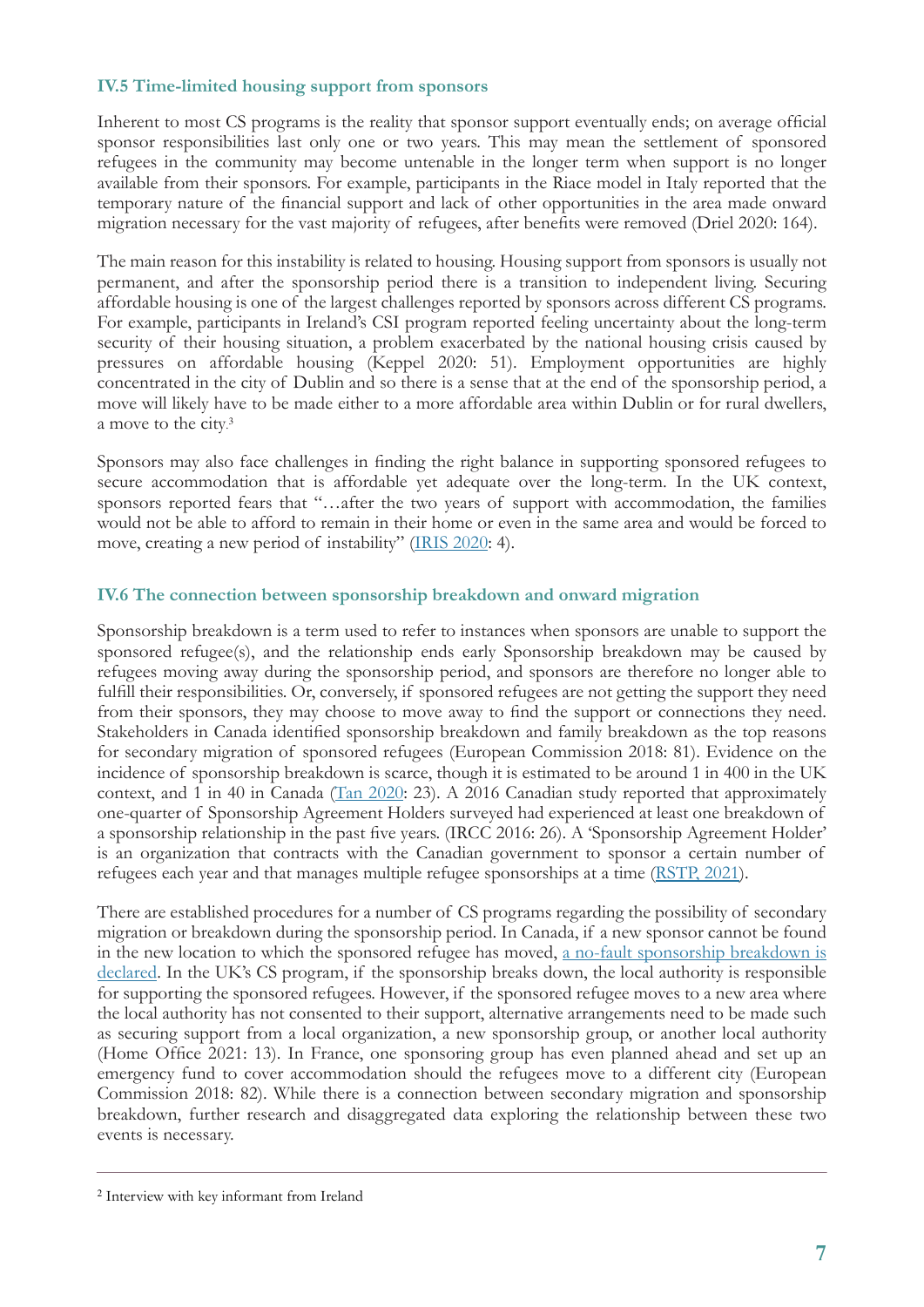### IV.5 Time-limited housing support from sponsors

Inherent to most CS programs is the reality that sponsor support eventually ends; on average official sponsor responsibilities last only one or two years. This may mean the settlement of sponsored refugees in the community may become untenable in the longer term when support is no longer available from their sponsors. For example, participants in the Riace model in Italy reported that the temporary nature of the financial support and lack of other opportunities in the area made onward migration necessary for the vast majority of refugees, after benefits were removed (Driel 2020: 164).

The main reason for this instability is related to housing. Housing support from sponsors is usually not permanent, and after the sponsorship period there is a transition to independent living. Securing affordable housing is one of the largest challenges reported by sponsors across different CS programs. For example, participants in Ireland's CSI program reported feeling uncertainty about the long-term security of their housing situation, a problem exacerbated by the national housing crisis caused by pressures on affordable housing (Keppel 2020: 51). Employment opportunities are highly concentrated in the city of Dublin and so there is a sense that at the end of the sponsorship period, a move will likely have to be made either to a more affordable area within Dublin or for rural dwellers, a move to the city.[3]

Sponsors may also face challenges in finding the right balance in supporting sponsored refugees to secure accommodation that is affordable yet adequate over the long-term. In the UK context, sponsors reported fears that "…after the two years of support with accommodation, the families would not be able to afford to remain in their home or even in the same area and would be forced to move, creating a new period of instability" (IRIS 2020: 4).

### IV.6 The connection between sponsorship breakdown and onward migration

Sponsorship breakdown is a term used to refer to instances when sponsors are unable to support the sponsored refugee(s), and the relationship ends early Sponsorship breakdown may be caused by refugees moving away during the sponsorship period, and sponsors are therefore no longer able to fulfill their responsibilities. Or, conversely, if sponsored refugees are not getting the support they need from their sponsors, they may choose to move away to find the support or connections they need. Stakeholders in Canada identified sponsorship breakdown and family breakdown as the top reasons for secondary migration of sponsored refugees (European Commission 2018: 81). Evidence on the incidence of sponsorship breakdown is scarce, though it is estimated to be around 1 in 400 in the UK context, and 1 in 40 in Canada (Tan 2020: 23). A 2016 Canadian study reported that approximately one-quarter of Sponsorship Agreement Holders surveyed had experienced at least one breakdown of a sponsorship relationship in the past five years. (IRCC 2016: 26). A 'Sponsorship Agreement Holder' is an organization that contracts with the Canadian government to sponsor a certain number of refugees each year and that manages multiple refugee sponsorships at a time (RSTP, 2021).

There are established procedures for a number of CS programs regarding the possibility of secondary migration or breakdown during the sponsorship period. In Canada, if a new sponsor cannot be found in the new location to which the sponsored refugee has moved, a no-fault sponsorship breakdown is declared. In the UK's CS program, if the sponsorship breaks down, the local authority is responsible for supporting the sponsored refugees. However, if the sponsored refugee moves to a new area where the local authority has not consented to their support, alternative arrangements need to be made such as securing support from a local organization, a new sponsorship group, or another local authority (Home Office 2021: 13). In France, one sponsoring group has even planned ahead and set up an emergency fund to cover accommodation should the refugees move to a different city (European Commission 2018: 82). While there is a connection between secondary migration and sponsorship breakdown, further research and disaggregated data exploring the relationship between these two events is necessary.

---

[2] Interview with key informant from Ireland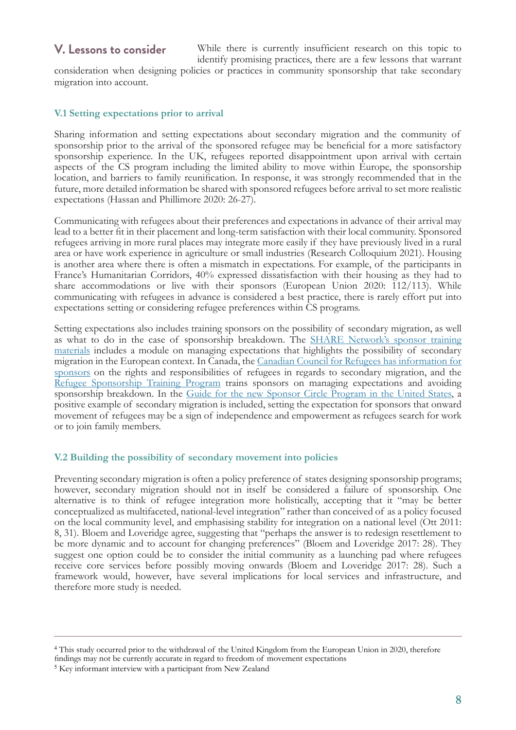## V. Lessons to consider

While there is currently insufficient research on this topic to identify promising practices, there are a few lessons that warrant consideration when designing policies or practices in community sponsorship that take secondary migration into account.

### V.1 Setting expectations prior to arrival

Sharing information and setting expectations about secondary migration and the community of sponsorship prior to the arrival of the sponsored refugee may be beneficial for a more satisfactory sponsorship experience. In the UK, refugees reported disappointment upon arrival with certain aspects of the CS program including the limited ability to move within Europe, the sponsorship location, and barriers to family reunification. In response, it was strongly recommended that in the future, more detailed information be shared with sponsored refugees before arrival to set more realistic expectations (Hassan and Phillimore 2020: 26-27).

Communicating with refugees about their preferences and expectations in advance of their arrival may lead to a better fit in their placement and long-term satisfaction with their local community. Sponsored refugees arriving in more rural places may integrate more easily if they have previously lived in a rural area or have work experience in agriculture or small industries (Research Colloquium 2021). Housing is another area where there is often a mismatch in expectations. For example, of the participants in France's Humanitarian Corridors, 40% expressed dissatisfaction with their housing as they had to share accommodations or live with their sponsors (European Union 2020: 112/113). While communicating with refugees in advance is considered a best practice, there is rarely effort put into expectations setting or considering refugee preferences within CS programs.

Setting expectations also includes training sponsors on the possibility of secondary migration, as well as what to do in the case of sponsorship breakdown. The SHARE Network's sponsor training materials includes a module on managing expectations that highlights the possibility of secondary migration in the European context. In Canada, the Canadian Council for Refugees has information for sponsors on the rights and responsibilities of refugees in regards to secondary migration, and the Refugee Sponsorship Training Program trains sponsors on managing expectations and avoiding sponsorship breakdown. In the Guide for the new Sponsor Circle Program in the United States, a positive example of secondary migration is included, setting the expectation for sponsors that onward movement of refugees may be a sign of independence and empowerment as refugees search for work or to join family members.

### V.2 Building the possibility of secondary movement into policies

Preventing secondary migration is often a policy preference of states designing sponsorship programs; however, secondary migration should not in itself be considered a failure of sponsorship. One alternative is to think of refugee integration more holistically, accepting that it "may be better conceptualized as multifaceted, national-level integration" rather than conceived of as a policy focused on the local community level, and emphasising stability for integration on a national level (Ott 2011: 8, 31). Bloem and Loveridge agree, suggesting that "perhaps the answer is to redesign resettlement to be more dynamic and to account for changing preferences" (Bloem and Loveridge 2017: 28). They suggest one option could be to consider the initial community as a launching pad where refugees receive core services before possibly moving onwards (Bloem and Loveridge 2017: 28). Such a framework would, however, have several implications for local services and infrastructure, and therefore more study is needed.

---

[4] This study occurred prior to the withdrawal of the United Kingdom from the European Union in 2020, therefore findings may not be currently accurate in regard to freedom of movement expectations

[5] Key informant interview with a participant from New Zealand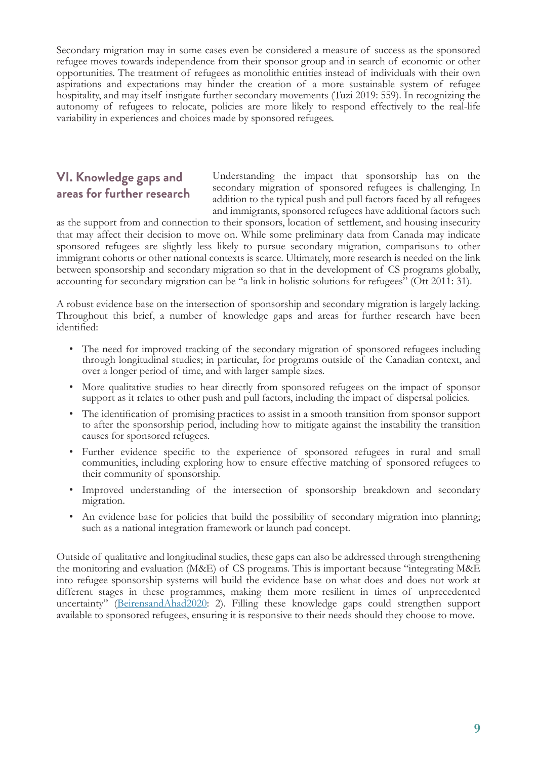Secondary migration may in some cases even be considered a measure of success as the sponsored refugee moves towards independence from their sponsor group and in search of economic or other opportunities. The treatment of refugees as monolithic entities instead of individuals with their own aspirations and expectations may hinder the creation of a more sustainable system of refugee hospitality, and may itself instigate further secondary movements (Tuzi 2019: 559). In recognizing the autonomy of refugees to relocate, policies are more likely to respond effectively to the real-life variability in experiences and choices made by sponsored refugees.

## VI. Knowledge gaps and areas for further research

Understanding the impact that sponsorship has on the secondary migration of sponsored refugees is challenging. In addition to the typical push and pull factors faced by all refugees and immigrants, sponsored refugees have additional factors such as the support from and connection to their sponsors, location of settlement, and housing insecurity that may affect their decision to move on. While some preliminary data from Canada may indicate sponsored refugees are slightly less likely to pursue secondary migration, comparisons to other immigrant cohorts or other national contexts is scarce. Ultimately, more research is needed on the link between sponsorship and secondary migration so that in the development of CS programs globally, accounting for secondary migration can be "a link in holistic solutions for refugees" (Ott 2011: 31).

A robust evidence base on the intersection of sponsorship and secondary migration is largely lacking. Throughout this brief, a number of knowledge gaps and areas for further research have been identified:

- The need for improved tracking of the secondary migration of sponsored refugees including through longitudinal studies; in particular, for programs outside of the Canadian context, and over a longer period of time, and with larger sample sizes.
- More qualitative studies to hear directly from sponsored refugees on the impact of sponsor support as it relates to other push and pull factors, including the impact of dispersal policies.
- The identification of promising practices to assist in a smooth transition from sponsor support to after the sponsorship period, including how to mitigate against the instability the transition causes for sponsored refugees.
- Further evidence specific to the experience of sponsored refugees in rural and small communities, including exploring how to ensure effective matching of sponsored refugees to their community of sponsorship.
- Improved understanding of the intersection of sponsorship breakdown and secondary migration.
- An evidence base for policies that build the possibility of secondary migration into planning; such as a national integration framework or launch pad concept.

Outside of qualitative and longitudinal studies, these gaps can also be addressed through strengthening the monitoring and evaluation (M&E) of CS programs. This is important because "integrating M&E into refugee sponsorship systems will build the evidence base on what does and does not work at different stages in these programmes, making them more resilient in times of unprecedented uncertainty" (BeirensandAhad2020: 2). Filling these knowledge gaps could strengthen support available to sponsored refugees, ensuring it is responsive to their needs should they choose to move.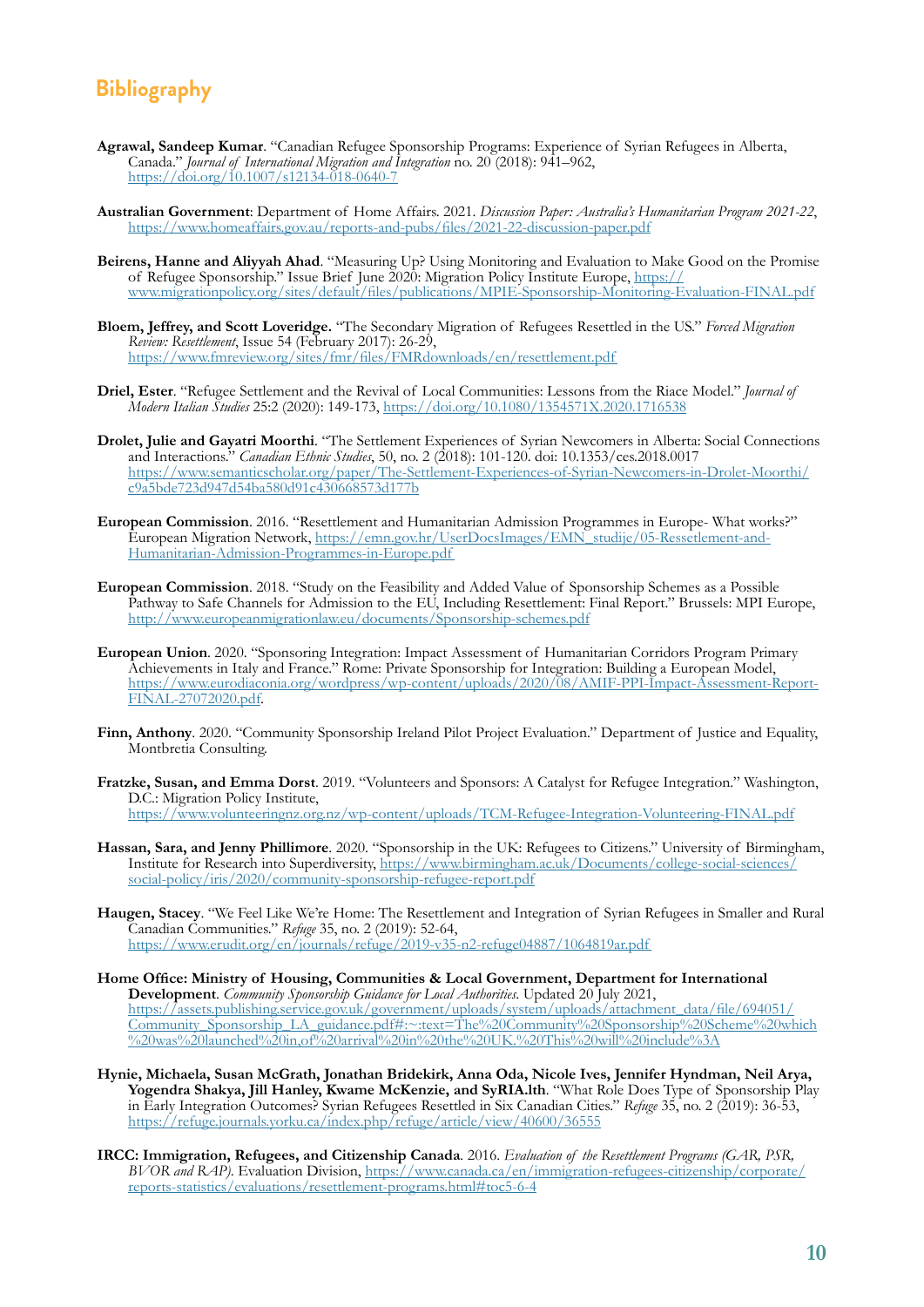## Bibliography

**Agrawal, Sandeep Kumar**. "Canadian Refugee Sponsorship Programs: Experience of Syrian Refugees in Alberta, Canada." *Journal of International Migration and Integration* no. 20 (2018): 941–962, https://doi.org/10.1007/s12134-018-0640-7

**Australian Government**: Department of Home Affairs. 2021. *Discussion Paper: Australia's Humanitarian Program 2021-22*, https://www.homeaffairs.gov.au/reports-and-pubs/files/2021-22-discussion-paper.pdf

**Beirens, Hanne and Aliyyah Ahad**. "Measuring Up? Using Monitoring and Evaluation to Make Good on the Promise of Refugee Sponsorship." Issue Brief June 2020: Migration Policy Institute Europe, https://www.migrationpolicy.org/sites/default/files/publications/MPIE-Sponsorship-Monitoring-Evaluation-FINAL.pdf

**Bloem, Jeffrey, and Scott Loveridge.** "The Secondary Migration of Refugees Resettled in the US." *Forced Migration Review: Resettlement*, Issue 54 (February 2017): 26-29, https://www.fmreview.org/sites/fmr/files/FMRdownloads/en/resettlement.pdf

**Driel, Ester**. "Refugee Settlement and the Revival of Local Communities: Lessons from the Riace Model." *Journal of Modern Italian Studies* 25:2 (2020): 149-173, https://doi.org/10.1080/1354571X.2020.1716538

**Drolet, Julie and Gayatri Moorthi**. "The Settlement Experiences of Syrian Newcomers in Alberta: Social Connections and Interactions." *Canadian Ethnic Studies*, 50, no. 2 (2018): 101-120. doi: 10.1353/ces.2018.0017 https://www.semanticscholar.org/paper/The-Settlement-Experiences-of-Syrian-Newcomers-in-Drolet-Moorthi/c9a5bde723d947d54ba580d91c430668573d177b

**European Commission**. 2016. "Resettlement and Humanitarian Admission Programmes in Europe- What works?" European Migration Network, https://emn.gov.hr/UserDocsImages/EMN_studije/05-Ressetlement-and-Humanitarian-Admission-Programmes-in-Europe.pdf

**European Commission**. 2018. "Study on the Feasibility and Added Value of Sponsorship Schemes as a Possible Pathway to Safe Channels for Admission to the EU, Including Resettlement: Final Report." Brussels: MPI Europe, http://www.europeanmigrationlaw.eu/documents/Sponsorship-schemes.pdf

**European Union**. 2020. "Sponsoring Integration: Impact Assessment of Humanitarian Corridors Program Primary Achievements in Italy and France." Rome: Private Sponsorship for Integration: Building a European Model, https://www.eurodiaconia.org/wordpress/wp-content/uploads/2020/08/AMIF-PPI-Impact-Assessment-Report-FINAL-27072020.pdf.

**Finn, Anthony**. 2020. "Community Sponsorship Ireland Pilot Project Evaluation." Department of Justice and Equality, Montbretia Consulting.

**Fratzke, Susan, and Emma Dorst**. 2019. "Volunteers and Sponsors: A Catalyst for Refugee Integration." Washington, D.C.: Migration Policy Institute, https://www.volunteeringnz.org.nz/wp-content/uploads/TCM-Refugee-Integration-Volunteering-FINAL.pdf

**Hassan, Sara, and Jenny Phillimore**. 2020. "Sponsorship in the UK: Refugees to Citizens." University of Birmingham, Institute for Research into Superdiversity, https://www.birmingham.ac.uk/Documents/college-social-sciences/social-policy/iris/2020/community-sponsorship-refugee-report.pdf

**Haugen, Stacey**. "We Feel Like We're Home: The Resettlement and Integration of Syrian Refugees in Smaller and Rural Canadian Communities." *Refuge* 35, no. 2 (2019): 52-64, https://www.erudit.org/en/journals/refuge/2019-v35-n2-refuge04887/1064819ar.pdf

**Home Office: Ministry of Housing, Communities & Local Government, Department for International Development**. *Community Sponsorship Guidance for Local Authorities*. Updated 20 July 2021, https://assets.publishing.service.gov.uk/government/uploads/system/uploads/attachment_data/file/694051/Community_Sponsorship_LA_guidance.pdf#:~:text=The%20Community%20Sponsorship%20Scheme%20which%20was%20launched%20in,of%20arrival%20in%20the%20UK.%20This%20will%20include%3A

**Hynie, Michaela, Susan McGrath, Jonathan Bridekirk, Anna Oda, Nicole Ives, Jennifer Hyndman, Neil Arya, Yogendra Shakya, Jill Hanley, Kwame McKenzie, and SyRIA.lth**. "What Role Does Type of Sponsorship Play in Early Integration Outcomes? Syrian Refugees Resettled in Six Canadian Cities." *Refuge* 35, no. 2 (2019): 36-53, https://refuge.journals.yorku.ca/index.php/refuge/article/view/40600/36555

**IRCC: Immigration, Refugees, and Citizenship Canada**. 2016. *Evaluation of the Resettlement Programs (GAR, PSR, BVOR and RAP)*. Evaluation Division, https://www.canada.ca/en/immigration-refugees-citizenship/corporate/reports-statistics/evaluations/resettlement-programs.html#toc5-6-4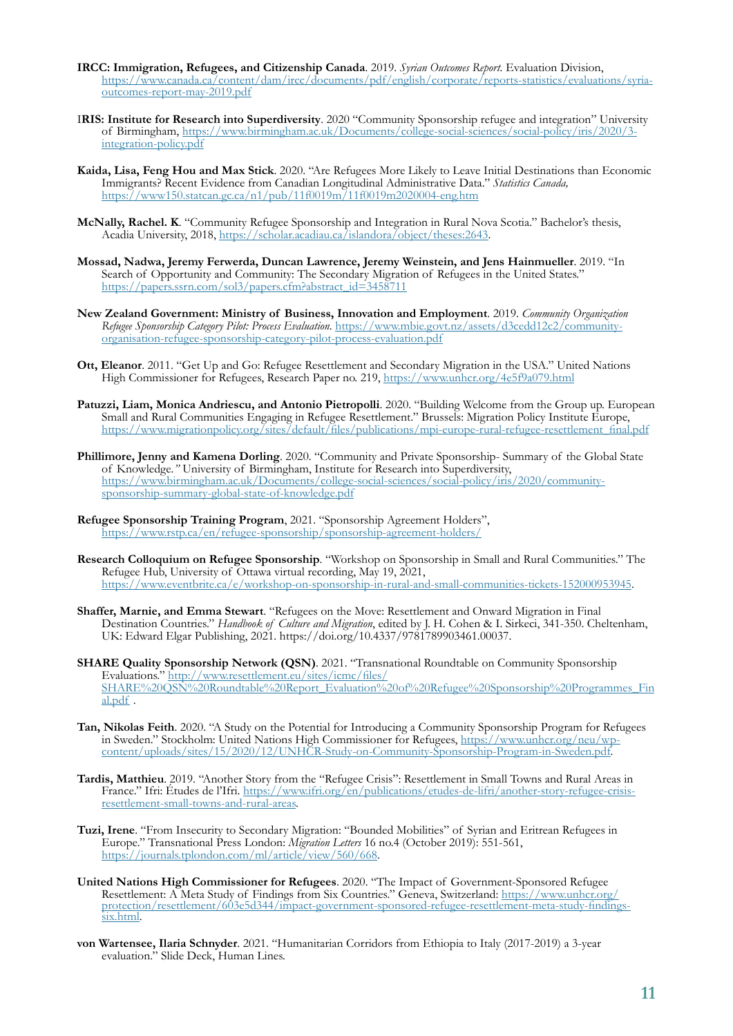**IRCC: Immigration, Refugees, and Citizenship Canada**. 2019. *Syrian Outcomes Report.* Evaluation Division, https://www.canada.ca/content/dam/ircc/documents/pdf/english/corporate/reports-statistics/evaluations/syria-outcomes-report-may-2019.pdf

I**RIS: Institute for Research into Superdiversity**. 2020 "Community Sponsorship refugee and integration" University of Birmingham, https://www.birmingham.ac.uk/Documents/college-social-sciences/social-policy/iris/2020/3-integration-policy.pdf

**Kaida, Lisa, Feng Hou and Max Stick**. 2020. "Are Refugees More Likely to Leave Initial Destinations than Economic Immigrants? Recent Evidence from Canadian Longitudinal Administrative Data." *Statistics Canada,* https://www150.statcan.gc.ca/n1/pub/11f0019m/11f0019m2020004-eng.htm

**McNally, Rachel. K**. "Community Refugee Sponsorship and Integration in Rural Nova Scotia." Bachelor's thesis, Acadia University, 2018, https://scholar.acadiau.ca/islandora/object/theses:2643.

**Mossad, Nadwa, Jeremy Ferwerda, Duncan Lawrence, Jeremy Weinstein, and Jens Hainmueller**. 2019. "In Search of Opportunity and Community: The Secondary Migration of Refugees in the United States." https://papers.ssrn.com/sol3/papers.cfm?abstract_id=3458711

**New Zealand Government: Ministry of Business, Innovation and Employment**. 2019. *Community Organization Refugee Sponsorship Category Pilot: Process Evaluation.* https://www.mbie.govt.nz/assets/d3cedd12c2/community-organisation-refugee-sponsorship-category-pilot-process-evaluation.pdf

**Ott, Eleanor**. 2011. "Get Up and Go: Refugee Resettlement and Secondary Migration in the USA." United Nations High Commissioner for Refugees, Research Paper no. 219, https://www.unhcr.org/4e5f9a079.html

**Patuzzi, Liam, Monica Andriescu, and Antonio Pietropolli**. 2020. "Building Welcome from the Group up. European Small and Rural Communities Engaging in Refugee Resettlement." Brussels: Migration Policy Institute Europe, https://www.migrationpolicy.org/sites/default/files/publications/mpi-europe-rural-refugee-resettlement_final.pdf

**Phillimore, Jenny and Kamena Dorling**. 2020. "Community and Private Sponsorship- Summary of the Global State of Knowledge.*"* University of Birmingham, Institute for Research into Superdiversity, https://www.birmingham.ac.uk/Documents/college-social-sciences/social-policy/iris/2020/community-sponsorship-summary-global-state-of-knowledge.pdf

**Refugee Sponsorship Training Program**, 2021. "Sponsorship Agreement Holders", https://www.rstp.ca/en/refugee-sponsorship/sponsorship-agreement-holders/

**Research Colloquium on Refugee Sponsorship**. "Workshop on Sponsorship in Small and Rural Communities." The Refugee Hub, University of Ottawa virtual recording, May 19, 2021, https://www.eventbrite.ca/e/workshop-on-sponsorship-in-rural-and-small-communities-tickets-152000953945.

**Shaffer, Marnie, and Emma Stewart**. "Refugees on the Move: Resettlement and Onward Migration in Final Destination Countries." *Handbook of Culture and Migration*, edited by J. H. Cohen & I. Sirkeci, 341-350. Cheltenham, UK: Edward Elgar Publishing, 2021. https://doi.org/10.4337/9781789903461.00037.

**SHARE Quality Sponsorship Network (QSN)**. 2021. "Transnational Roundtable on Community Sponsorship Evaluations." http://www.resettlement.eu/sites/icmc/files/SHARE%20QSN%20Roundtable%20Report_Evaluation%20of%20Refugee%20Sponsorship%20Programmes_Final.pdf .

**Tan, Nikolas Feith**. 2020. "A Study on the Potential for Introducing a Community Sponsorship Program for Refugees in Sweden." Stockholm: United Nations High Commissioner for Refugees, https://www.unhcr.org/neu/wp-content/uploads/sites/15/2020/12/UNHCR-Study-on-Community-Sponsorship-Program-in-Sweden.pdf.

**Tardis, Matthieu**. 2019. "Another Story from the "Refugee Crisis": Resettlement in Small Towns and Rural Areas in France." Ifri: Études de l'Ifri. https://www.ifri.org/en/publications/etudes-de-lifri/another-story-refugee-crisis-resettlement-small-towns-and-rural-areas.

**Tuzi, Irene**. "From Insecurity to Secondary Migration: "Bounded Mobilities" of Syrian and Eritrean Refugees in Europe." Transnational Press London: *Migration Letters* 16 no.4 (October 2019): 551-561, https://journals.tplondon.com/ml/article/view/560/668.

**United Nations High Commissioner for Refugees**. 2020. "The Impact of Government-Sponsored Refugee Resettlement: A Meta Study of Findings from Six Countries." Geneva, Switzerland: https://www.unhcr.org/protection/resettlement/603e5d344/impact-government-sponsored-refugee-resettlement-meta-study-findings-six.html.

**von Wartensee, Ilaria Schnyder**. 2021. "Humanitarian Corridors from Ethiopia to Italy (2017-2019) a 3-year evaluation." Slide Deck, Human Lines.